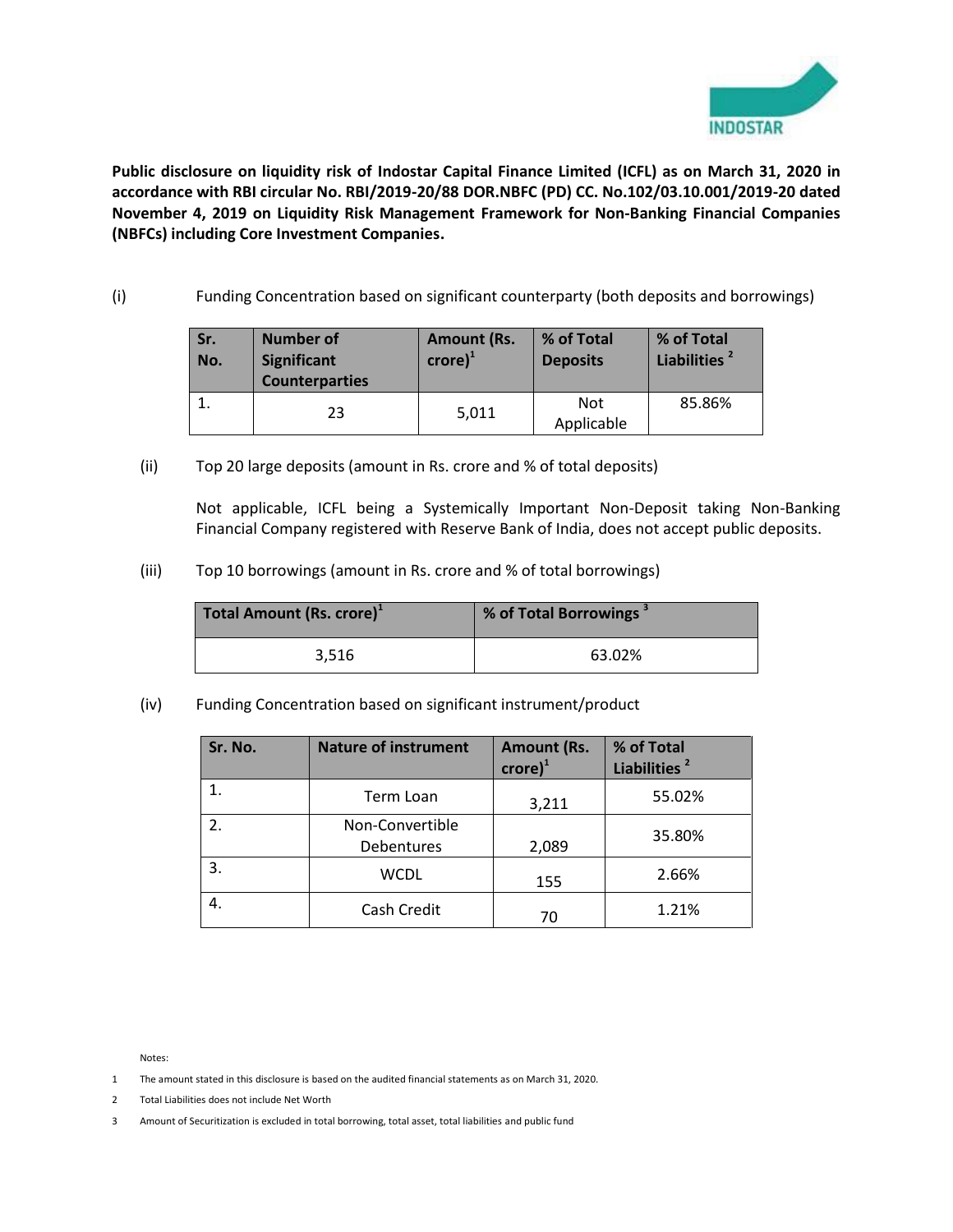**Public disclosure on liquidity risk of Indostar Capital Finance Limited (ICFL) as on March 31, 2020 in accordance with RBI circular No. RBI/2019-20/88 DOR.NBFC (PD) CC. No.102/03.10.001/2019-20 dated November 4, 2019 on Liquidity Risk Management Framework for Non-Banking Financial Companies (NBFCs) including Core Investment Companies.**

(i) Funding Concentration based on significant counterparty (both deposits and borrowings)

| Sr. No. | Number of Significant Counterparties | Amount (Rs. crore)[1] | % of Total Deposits | % of Total Liabilities [2] |
|---|---|---|---|---|
| 1. | 23 | 5,011 | Not Applicable | 85.86% |

(ii) Top 20 large deposits (amount in Rs. crore and % of total deposits)

Not applicable, ICFL being a Systemically Important Non-Deposit taking Non-Banking Financial Company registered with Reserve Bank of India, does not accept public deposits.

(iii) Top 10 borrowings (amount in Rs. crore and % of total borrowings)

| Total Amount (Rs. crore)[1] | % of Total Borrowings [3] |
|---|---|
| 3,516 | 63.02% |

(iv) Funding Concentration based on significant instrument/product

| Sr. No. | Nature of instrument | Amount (Rs. crore)[1] | % of Total Liabilities [2] |
|---|---|---|---|
| 1. | Term Loan | 3,211 | 55.02% |
| 2. | Non-Convertible Debentures | 2,089 | 35.80% |
| 3. | WCDL | 155 | 2.66% |
| 4. | Cash Credit | 70 | 1.21% |

Notes:

1 The amount stated in this disclosure is based on the audited financial statements as on March 31, 2020.

2 Total Liabilities does not include Net Worth

3 Amount of Securitization is excluded in total borrowing, total asset, total liabilities and public fund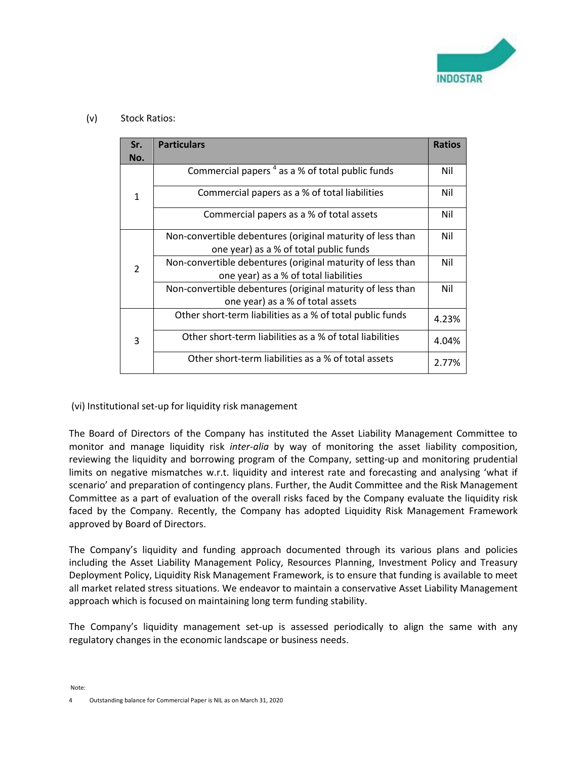(v) Stock Ratios:

| Sr. No. | Particulars | Ratios |
|---|---|---|
| 1 | Commercial papers [4] as a % of total public funds | Nil |
| | Commercial papers as a % of total liabilities | Nil |
| | Commercial papers as a % of total assets | Nil |
| 2 | Non-convertible debentures (original maturity of less than one year) as a % of total public funds | Nil |
| | Non-convertible debentures (original maturity of less than one year) as a % of total liabilities | Nil |
| | Non-convertible debentures (original maturity of less than one year) as a % of total assets | Nil |
| 3 | Other short-term liabilities as a % of total public funds | 4.23% |
| | Other short-term liabilities as a % of total liabilities | 4.04% |
| | Other short-term liabilities as a % of total assets | 2.77% |

(vi) Institutional set-up for liquidity risk management

The Board of Directors of the Company has instituted the Asset Liability Management Committee to monitor and manage liquidity risk *inter-alia* by way of monitoring the asset liability composition, reviewing the liquidity and borrowing program of the Company, setting-up and monitoring prudential limits on negative mismatches w.r.t. liquidity and interest rate and forecasting and analysing 'what if scenario' and preparation of contingency plans. Further, the Audit Committee and the Risk Management Committee as a part of evaluation of the overall risks faced by the Company evaluate the liquidity risk faced by the Company. Recently, the Company has adopted Liquidity Risk Management Framework approved by Board of Directors.

The Company's liquidity and funding approach documented through its various plans and policies including the Asset Liability Management Policy, Resources Planning, Investment Policy and Treasury Deployment Policy, Liquidity Risk Management Framework, is to ensure that funding is available to meet all market related stress situations. We endeavor to maintain a conservative Asset Liability Management approach which is focused on maintaining long term funding stability.

The Company's liquidity management set-up is assessed periodically to align the same with any regulatory changes in the economic landscape or business needs.

Note:

4 Outstanding balance for Commercial Paper is NIL as on March 31, 2020